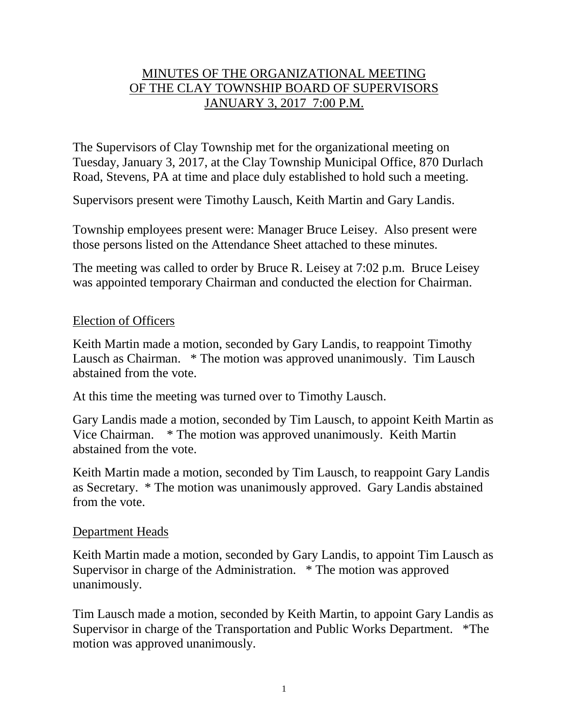# MINUTES OF THE ORGANIZATIONAL MEETING OF THE CLAY TOWNSHIP BOARD OF SUPERVISORS JANUARY 3, 2017 7:00 P.M.

The Supervisors of Clay Township met for the organizational meeting on Tuesday, January 3, 2017, at the Clay Township Municipal Office, 870 Durlach Road, Stevens, PA at time and place duly established to hold such a meeting.

Supervisors present were Timothy Lausch, Keith Martin and Gary Landis.

Township employees present were: Manager Bruce Leisey. Also present were those persons listed on the Attendance Sheet attached to these minutes.

The meeting was called to order by Bruce R. Leisey at 7:02 p.m. Bruce Leisey was appointed temporary Chairman and conducted the election for Chairman.

## Election of Officers

Keith Martin made a motion, seconded by Gary Landis, to reappoint Timothy Lausch as Chairman. * The motion was approved unanimously. Tim Lausch abstained from the vote.

At this time the meeting was turned over to Timothy Lausch.

Gary Landis made a motion, seconded by Tim Lausch, to appoint Keith Martin as Vice Chairman. * The motion was approved unanimously. Keith Martin abstained from the vote.

Keith Martin made a motion, seconded by Tim Lausch, to reappoint Gary Landis as Secretary. * The motion was unanimously approved. Gary Landis abstained from the vote.

## Department Heads

Keith Martin made a motion, seconded by Gary Landis, to appoint Tim Lausch as Supervisor in charge of the Administration. * The motion was approved unanimously.

Tim Lausch made a motion, seconded by Keith Martin, to appoint Gary Landis as Supervisor in charge of the Transportation and Public Works Department. *The motion was approved unanimously.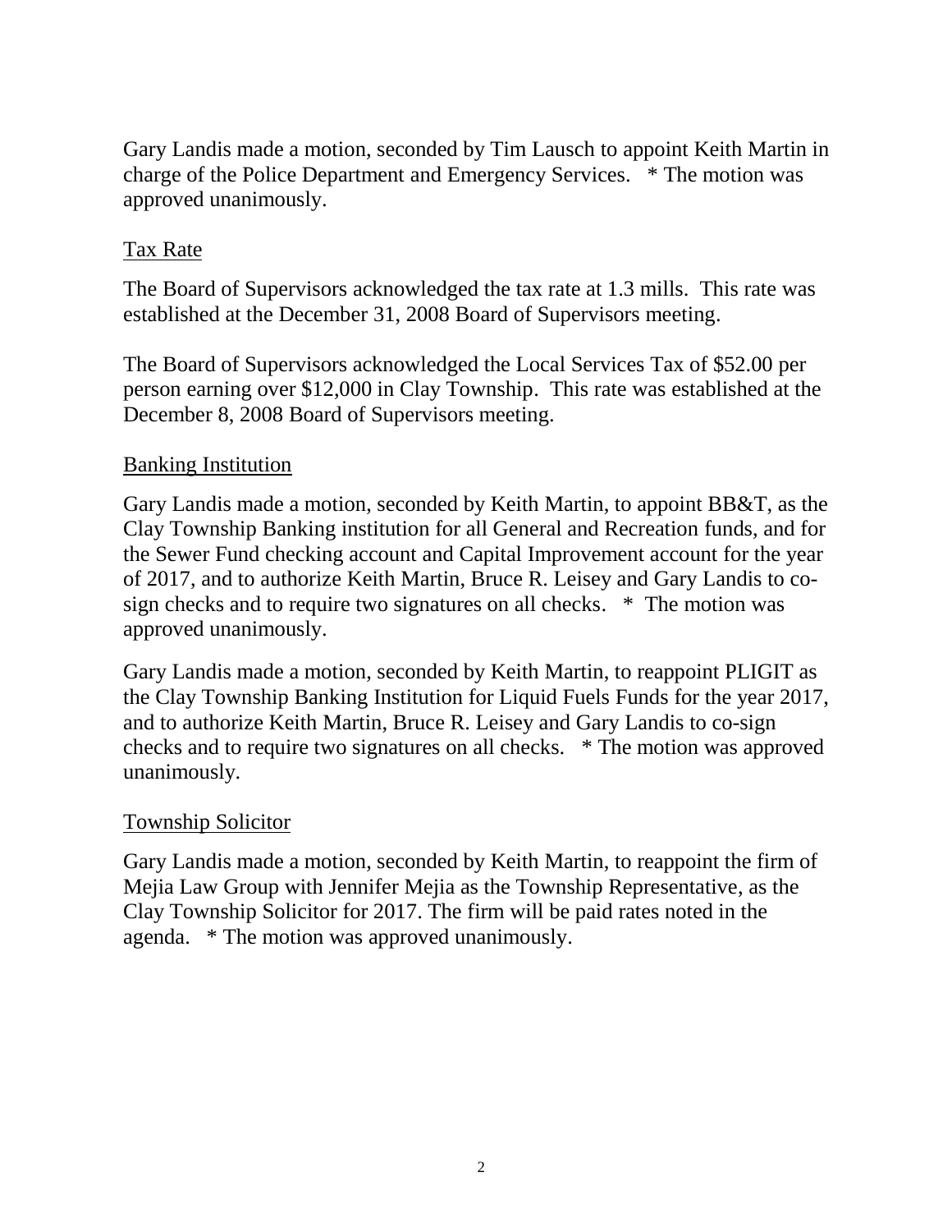Gary Landis made a motion, seconded by Tim Lausch to appoint Keith Martin in charge of the Police Department and Emergency Services. * The motion was approved unanimously.

## Tax Rate

The Board of Supervisors acknowledged the tax rate at 1.3 mills. This rate was established at the December 31, 2008 Board of Supervisors meeting.

The Board of Supervisors acknowledged the Local Services Tax of $52.00 per person earning over $12,000 in Clay Township. This rate was established at the December 8, 2008 Board of Supervisors meeting.

## Banking Institution

Gary Landis made a motion, seconded by Keith Martin, to appoint BB&T, as the Clay Township Banking institution for all General and Recreation funds, and for the Sewer Fund checking account and Capital Improvement account for the year of 2017, and to authorize Keith Martin, Bruce R. Leisey and Gary Landis to co-sign checks and to require two signatures on all checks. * The motion was approved unanimously.

Gary Landis made a motion, seconded by Keith Martin, to reappoint PLIGIT as the Clay Township Banking Institution for Liquid Fuels Funds for the year 2017, and to authorize Keith Martin, Bruce R. Leisey and Gary Landis to co-sign checks and to require two signatures on all checks. * The motion was approved unanimously.

## Township Solicitor

Gary Landis made a motion, seconded by Keith Martin, to reappoint the firm of Mejia Law Group with Jennifer Mejia as the Township Representative, as the Clay Township Solicitor for 2017. The firm will be paid rates noted in the agenda. * The motion was approved unanimously.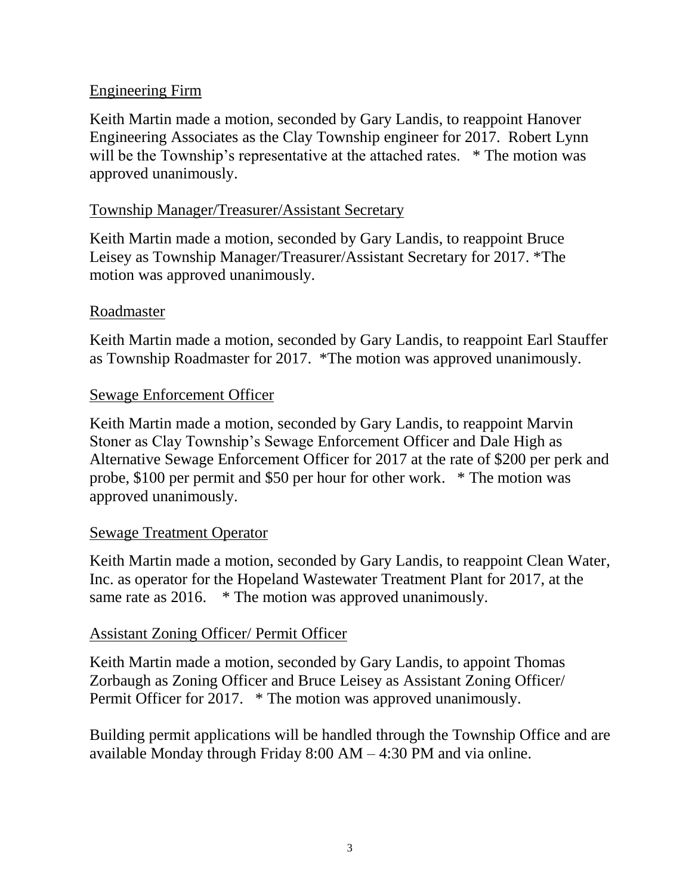<u>Engineering Firm</u>

Keith Martin made a motion, seconded by Gary Landis, to reappoint Hanover Engineering Associates as the Clay Township engineer for 2017. Robert Lynn will be the Township's representative at the attached rates. * The motion was approved unanimously.

<u>Township Manager/Treasurer/Assistant Secretary</u>

Keith Martin made a motion, seconded by Gary Landis, to reappoint Bruce Leisey as Township Manager/Treasurer/Assistant Secretary for 2017. *The motion was approved unanimously.

<u>Roadmaster</u>

Keith Martin made a motion, seconded by Gary Landis, to reappoint Earl Stauffer as Township Roadmaster for 2017. *The motion was approved unanimously.

<u>Sewage Enforcement Officer</u>

Keith Martin made a motion, seconded by Gary Landis, to reappoint Marvin Stoner as Clay Township's Sewage Enforcement Officer and Dale High as Alternative Sewage Enforcement Officer for 2017 at the rate of $200 per perk and probe, $100 per permit and $50 per hour for other work. * The motion was approved unanimously.

<u>Sewage Treatment Operator</u>

Keith Martin made a motion, seconded by Gary Landis, to reappoint Clean Water, Inc. as operator for the Hopeland Wastewater Treatment Plant for 2017, at the same rate as 2016. * The motion was approved unanimously.

<u>Assistant Zoning Officer/ Permit Officer</u>

Keith Martin made a motion, seconded by Gary Landis, to appoint Thomas Zorbaugh as Zoning Officer and Bruce Leisey as Assistant Zoning Officer/ Permit Officer for 2017. * The motion was approved unanimously.

Building permit applications will be handled through the Township Office and are available Monday through Friday 8:00 AM – 4:30 PM and via online.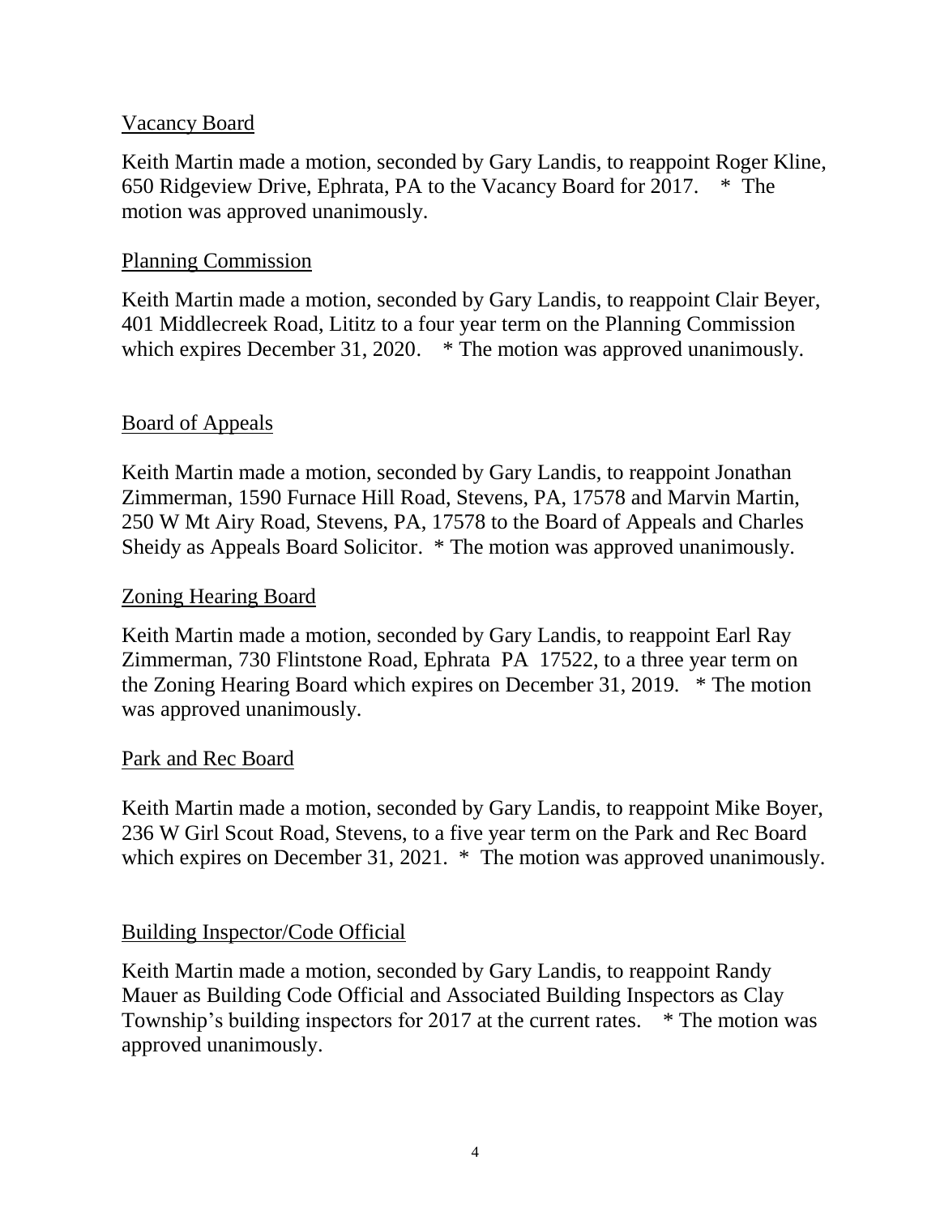Vacancy Board

Keith Martin made a motion, seconded by Gary Landis, to reappoint Roger Kline, 650 Ridgeview Drive, Ephrata, PA to the Vacancy Board for 2017. * The motion was approved unanimously.

Planning Commission

Keith Martin made a motion, seconded by Gary Landis, to reappoint Clair Beyer, 401 Middlecreek Road, Lititz to a four year term on the Planning Commission which expires December 31, 2020. * The motion was approved unanimously.

Board of Appeals

Keith Martin made a motion, seconded by Gary Landis, to reappoint Jonathan Zimmerman, 1590 Furnace Hill Road, Stevens, PA, 17578 and Marvin Martin, 250 W Mt Airy Road, Stevens, PA, 17578 to the Board of Appeals and Charles Sheidy as Appeals Board Solicitor. * The motion was approved unanimously.

Zoning Hearing Board

Keith Martin made a motion, seconded by Gary Landis, to reappoint Earl Ray Zimmerman, 730 Flintstone Road, Ephrata PA 17522, to a three year term on the Zoning Hearing Board which expires on December 31, 2019. * The motion was approved unanimously.

Park and Rec Board

Keith Martin made a motion, seconded by Gary Landis, to reappoint Mike Boyer, 236 W Girl Scout Road, Stevens, to a five year term on the Park and Rec Board which expires on December 31, 2021. * The motion was approved unanimously.

Building Inspector/Code Official

Keith Martin made a motion, seconded by Gary Landis, to reappoint Randy Mauer as Building Code Official and Associated Building Inspectors as Clay Township's building inspectors for 2017 at the current rates. * The motion was approved unanimously.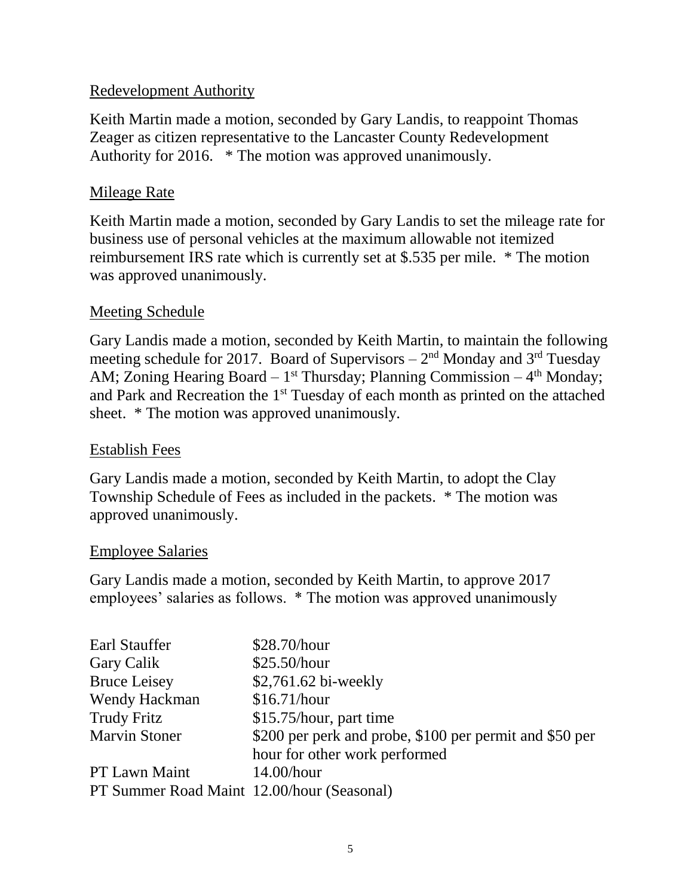## Redevelopment Authority

Keith Martin made a motion, seconded by Gary Landis, to reappoint Thomas Zeager as citizen representative to the Lancaster County Redevelopment Authority for 2016. * The motion was approved unanimously.

## Mileage Rate

Keith Martin made a motion, seconded by Gary Landis to set the mileage rate for business use of personal vehicles at the maximum allowable not itemized reimbursement IRS rate which is currently set at $.535 per mile. * The motion was approved unanimously.

## Meeting Schedule

Gary Landis made a motion, seconded by Keith Martin, to maintain the following meeting schedule for 2017. Board of Supervisors – 2nd Monday and 3rd Tuesday AM; Zoning Hearing Board – 1st Thursday; Planning Commission – 4th Monday; and Park and Recreation the 1st Tuesday of each month as printed on the attached sheet. * The motion was approved unanimously.

## Establish Fees

Gary Landis made a motion, seconded by Keith Martin, to adopt the Clay Township Schedule of Fees as included in the packets. * The motion was approved unanimously.

## Employee Salaries

Gary Landis made a motion, seconded by Keith Martin, to approve 2017 employees' salaries as follows. * The motion was approved unanimously

| | |
|---|---|
| Earl Stauffer | $28.70/hour |
| Gary Calik | $25.50/hour |
| Bruce Leisey | $2,761.62 bi-weekly |
| Wendy Hackman | $16.71/hour |
| Trudy Fritz | $15.75/hour, part time |
| Marvin Stoner | $200 per perk and probe, $100 per permit and $50 per hour for other work performed |
| PT Lawn Maint | 14.00/hour |
| PT Summer Road Maint | 12.00/hour (Seasonal) |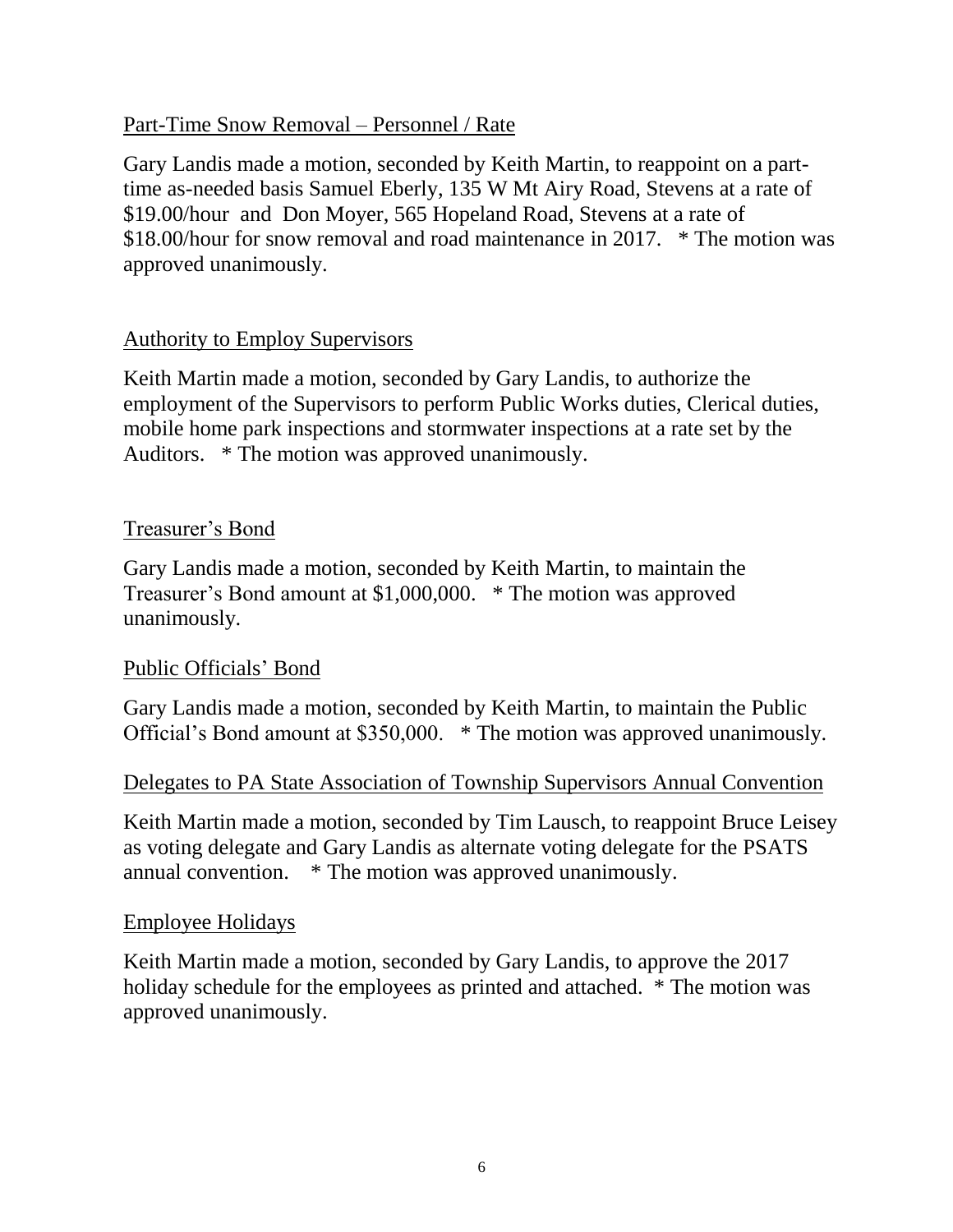Part-Time Snow Removal – Personnel / Rate

Gary Landis made a motion, seconded by Keith Martin, to reappoint on a part-time as-needed basis Samuel Eberly, 135 W Mt Airy Road, Stevens at a rate of $19.00/hour and Don Moyer, 565 Hopeland Road, Stevens at a rate of $18.00/hour for snow removal and road maintenance in 2017. * The motion was approved unanimously.

Authority to Employ Supervisors

Keith Martin made a motion, seconded by Gary Landis, to authorize the employment of the Supervisors to perform Public Works duties, Clerical duties, mobile home park inspections and stormwater inspections at a rate set by the Auditors. * The motion was approved unanimously.

Treasurer's Bond

Gary Landis made a motion, seconded by Keith Martin, to maintain the Treasurer's Bond amount at $1,000,000. * The motion was approved unanimously.

Public Officials' Bond

Gary Landis made a motion, seconded by Keith Martin, to maintain the Public Official's Bond amount at $350,000. * The motion was approved unanimously.

Delegates to PA State Association of Township Supervisors Annual Convention

Keith Martin made a motion, seconded by Tim Lausch, to reappoint Bruce Leisey as voting delegate and Gary Landis as alternate voting delegate for the PSATS annual convention. * The motion was approved unanimously.

Employee Holidays

Keith Martin made a motion, seconded by Gary Landis, to approve the 2017 holiday schedule for the employees as printed and attached. * The motion was approved unanimously.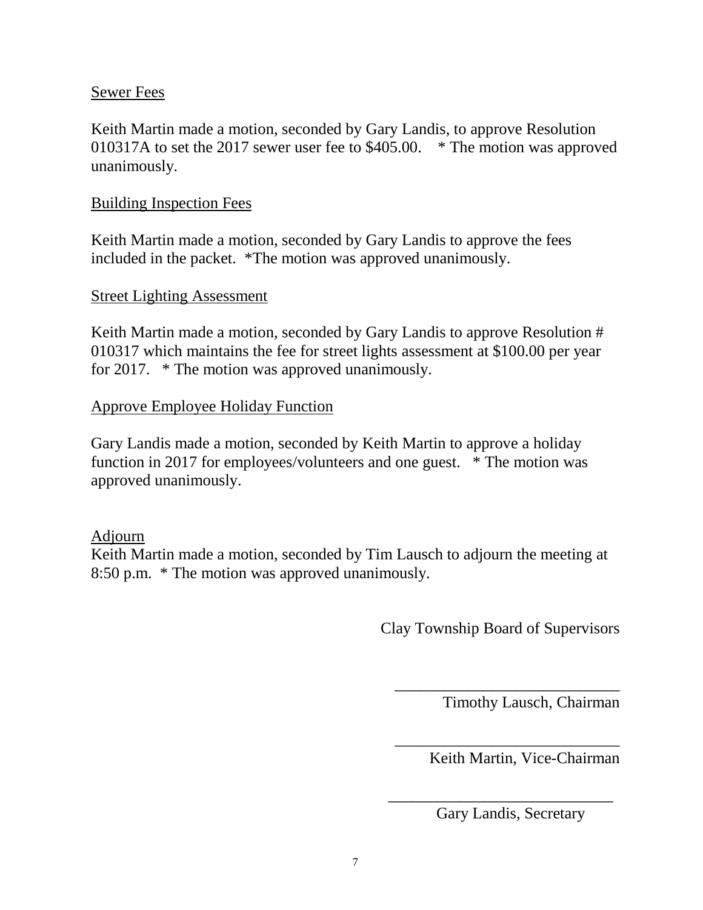Sewer Fees

Keith Martin made a motion, seconded by Gary Landis, to approve Resolution 010317A to set the 2017 sewer user fee to $405.00. * The motion was approved unanimously.

Building Inspection Fees

Keith Martin made a motion, seconded by Gary Landis to approve the fees included in the packet. *The motion was approved unanimously.

Street Lighting Assessment

Keith Martin made a motion, seconded by Gary Landis to approve Resolution # 010317 which maintains the fee for street lights assessment at $100.00 per year for 2017. * The motion was approved unanimously.

Approve Employee Holiday Function

Gary Landis made a motion, seconded by Keith Martin to approve a holiday function in 2017 for employees/volunteers and one guest. * The motion was approved unanimously.

Adjourn

Keith Martin made a motion, seconded by Tim Lausch to adjourn the meeting at 8:50 p.m. * The motion was approved unanimously.

Clay Township Board of Supervisors

_____________________________
Timothy Lausch, Chairman

_____________________________
Keith Martin, Vice-Chairman

_____________________________
Gary Landis, Secretary